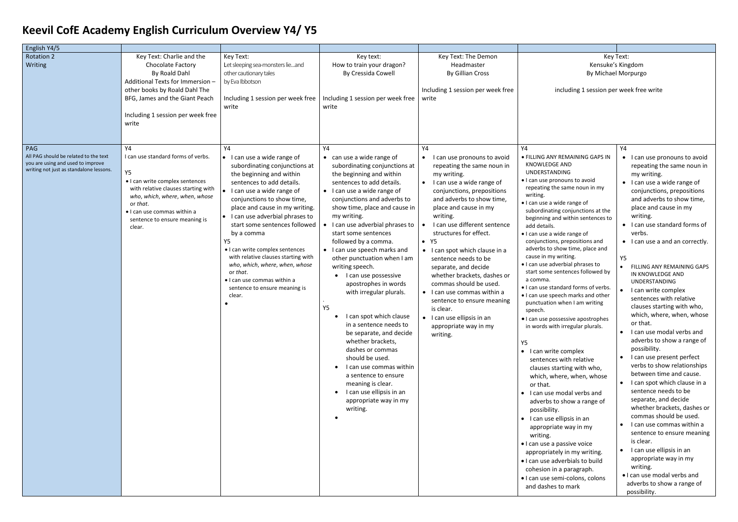# Keevil CofE Academy English Curriculum Overview Y4/ Y5

| English Y4/5 | | | | | | |
|---|---|---|---|---|---|---|
| Rotation 2<br>Writing | Key Text: Charlie and the Chocolate Factory<br>By Roald Dahl<br>Additional Texts for Immersion – other books by Roald Dahl The BFG, James and the Giant Peach<br><br>Including 1 session per week free write | Key Text:<br>Let sleeping sea-monsters lie…and other cautionary tales<br>by Eva Ibbotson<br><br>Including 1 session per week free write | Key text:<br>How to train your dragon?<br>By Cressida Cowell<br><br>Including 1 session per week free write | Key Text: The Demon Headmaster<br>By Gillian Cross<br><br>Including 1 session per week free write | Key Text:<br>Kensuke's Kingdom<br>By Michael Morpurgo<br><br>including 1 session per week free write | |
| PAG<br>All PAG should be related to the text you are using and used to improve writing not just as standalone lessons. | Y4<br>I can use standard forms of verbs.<br><br>Y5<br>• I can write complex sentences with relative clauses starting with *who, which, where, when, whose* or *that*.<br>• I can use commas within a sentence to ensure meaning is clear. | Y4<br>• I can use a wide range of subordinating conjunctions at the beginning and within sentences to add details.<br>• I can use a wide range of conjunctions to show time, place and cause in my writing.<br>• I can use adverbial phrases to start some sentences followed by a comma<br>Y5<br>• I can write complex sentences with relative clauses starting with *who, which, where, when, whose* or *that*.<br>• I can use commas within a sentence to ensure meaning is clear.<br>• | Y4<br>• can use a wide range of subordinating conjunctions at the beginning and within sentences to add details.<br>• I can use a wide range of conjunctions and adverbs to show time, place and cause in my writing.<br>• I can use adverbial phrases to start some sentences followed by a comma.<br>• I can use speech marks and other punctuation when I am writing speech.<br>• I can use possessive apostrophes in words with irregular plurals.<br>.<br>Y5<br>• I can spot which clause in a sentence needs to be separate, and decide whether brackets, dashes or commas should be used.<br>• I can use commas within a sentence to ensure meaning is clear.<br>• I can use ellipsis in an appropriate way in my writing.<br>• | Y4<br>• I can use pronouns to avoid repeating the same noun in my writing.<br>• I can use a wide range of conjunctions, prepositions and adverbs to show time, place and cause in my writing.<br>• I can use different sentence structures for effect.<br>• Y5<br>• I can spot which clause in a sentence needs to be separate, and decide whether brackets, dashes or commas should be used.<br>• I can use commas within a sentence to ensure meaning is clear.<br>• I can use ellipsis in an appropriate way in my writing. | Y4<br>• FILLING ANY REMAINING GAPS IN KNOWLEDGE AND UNDERSTANDING<br>• I can use pronouns to avoid repeating the same noun in my writing.<br>• I can use a wide range of subordinating conjunctions at the beginning and within sentences to add details.<br>• I can use a wide range of conjunctions, prepositions and adverbs to show time, place and cause in my writing.<br>• I can use adverbial phrases to start some sentences followed by a comma.<br>• I can use standard forms of verbs.<br>• I can use speech marks and other punctuation when I am writing speech.<br>• I can use possessive apostrophes in words with irregular plurals.<br><br>Y5<br>• I can write complex sentences with relative clauses starting with who, which, where, when, whose or that.<br>• I can use modal verbs and adverbs to show a range of possibility.<br>• I can use ellipsis in an appropriate way in my writing.<br>• I can use a passive voice appropriately in my writing.<br>• I can use adverbials to build cohesion in a paragraph.<br>• I can use semi-colons, colons and dashes to mark | Y4<br>• I can use pronouns to avoid repeating the same noun in my writing.<br>• I can use a wide range of conjunctions, prepositions and adverbs to show time, place and cause in my writing.<br>• I can use standard forms of verbs.<br>• I can use a and an correctly.<br><br>Y5<br>• FILLING ANY REMAINING GAPS IN KNOWLEDGE AND UNDERSTANDING<br>• I can write complex sentences with relative clauses starting with who, which, where, when, whose or that.<br>• I can use modal verbs and adverbs to show a range of possibility.<br>• I can use present perfect verbs to show relationships between time and cause.<br>• I can spot which clause in a sentence needs to be separate, and decide whether brackets, dashes or commas should be used.<br>• I can use commas within a sentence to ensure meaning is clear.<br>• I can use ellipsis in an appropriate way in my writing.<br>• I can use modal verbs and adverbs to show a range of possibility. |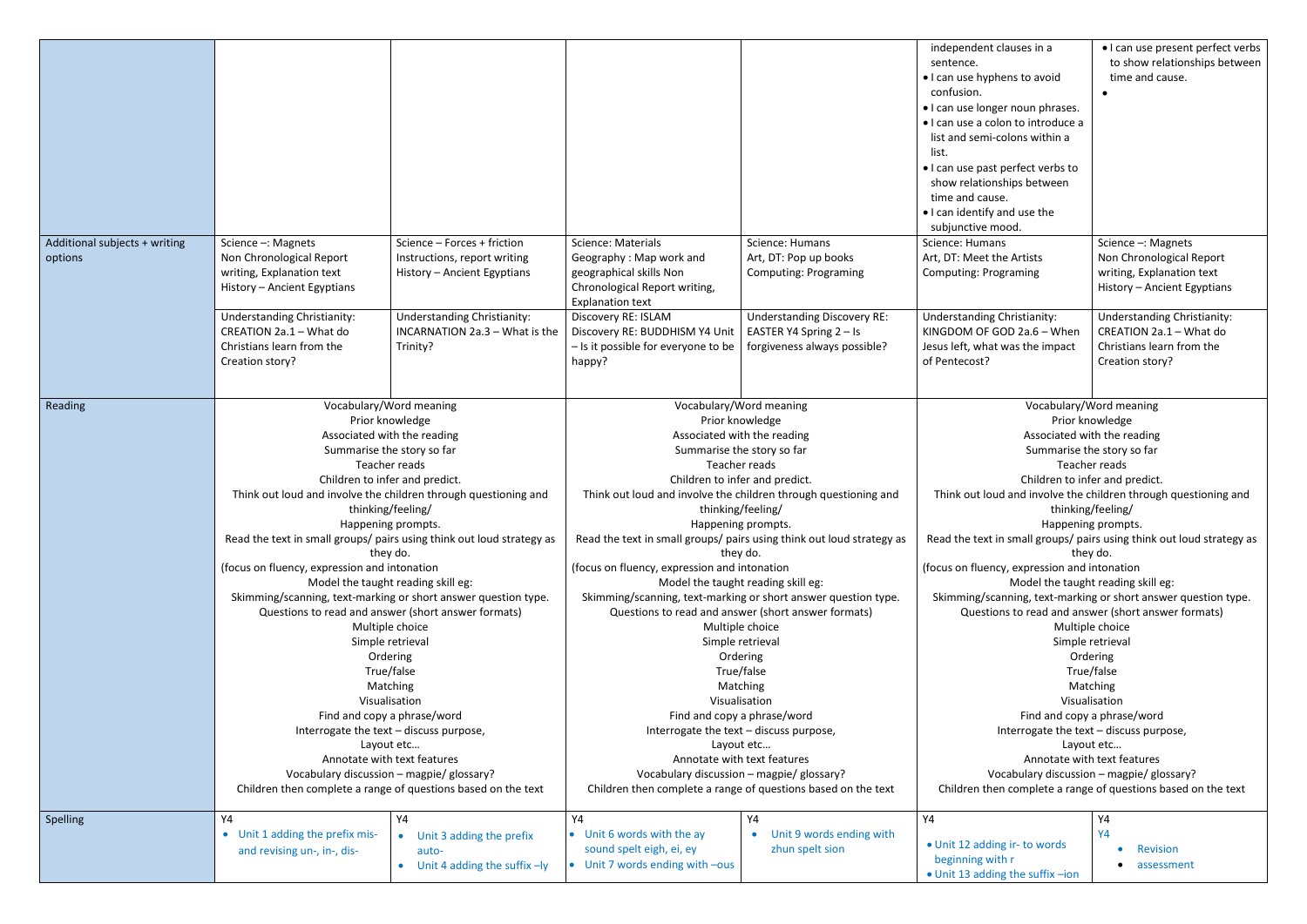| | | | | | | |
|---|---|---|---|---|---|---|
| | | | | | • I can use hyphens to avoid confusion.<br>• I can use longer noun phrases.<br>• I can use a colon to introduce a list and semi-colons within a list.<br>• I can use past perfect verbs to show relationships between time and cause.<br>• I can identify and use the subjunctive mood. | • I can use present perfect verbs to show relationships between time and cause.<br>• |
| Additional subjects + writing options | Science –: Magnets<br>Non Chronological Report writing, Explanation text<br>History – Ancient Egyptians | Science – Forces + friction<br>Instructions, report writing<br>History – Ancient Egyptians | Science: Materials<br>Geography : Map work and geographical skills Non Chronological Report writing, Explanation text | Science: Humans<br>Art, DT: Pop up books<br>Computing: Programing | Science: Humans<br>Art, DT: Meet the Artists<br>Computing: Programing | Science –: Magnets<br>Non Chronological Report writing, Explanation text<br>History – Ancient Egyptians |
| | Understanding Christianity: CREATION 2a.1 – What do Christians learn from the Creation story? | Understanding Christianity: INCARNATION 2a.3 – What is the Trinity? | Discovery RE: ISLAM<br>Discovery RE: BUDDHISM Y4 Unit – Is it possible for everyone to be happy? | Understanding Discovery RE: EASTER Y4 Spring 2 – Is forgiveness always possible? | Understanding Christianity: KINGDOM OF GOD 2a.6 – When Jesus left, what was the impact of Pentecost? | Understanding Christianity: CREATION 2a.1 – What do Christians learn from the Creation story? |
| Reading | Vocabulary/Word meaning<br>Prior knowledge<br>Associated with the reading<br>Summarise the story so far<br>Teacher reads<br>Children to infer and predict.<br>Think out loud and involve the children through questioning and thinking/feeling/<br>Happening prompts.<br>Read the text in small groups/ pairs using think out loud strategy as they do.<br>(focus on fluency, expression and intonation<br>Model the taught reading skill eg:<br>Skimming/scanning, text-marking or short answer question type.<br>Questions to read and answer (short answer formats)<br>Multiple choice<br>Simple retrieval<br>Ordering<br>True/false<br>Matching<br>Visualisation<br>Find and copy a phrase/word<br>Interrogate the text – discuss purpose,<br>Layout etc…<br>Annotate with text features<br>Vocabulary discussion – magpie/ glossary?<br>Children then complete a range of questions based on the text | | Vocabulary/Word meaning<br>Prior knowledge<br>Associated with the reading<br>Summarise the story so far<br>Teacher reads<br>Children to infer and predict.<br>Think out loud and involve the children through questioning and thinking/feeling/<br>Happening prompts.<br>Read the text in small groups/ pairs using think out loud strategy as they do.<br>(focus on fluency, expression and intonation<br>Model the taught reading skill eg:<br>Skimming/scanning, text-marking or short answer question type.<br>Questions to read and answer (short answer formats)<br>Multiple choice<br>Simple retrieval<br>Ordering<br>True/false<br>Matching<br>Visualisation<br>Find and copy a phrase/word<br>Interrogate the text – discuss purpose,<br>Layout etc…<br>Annotate with text features<br>Vocabulary discussion – magpie/ glossary?<br>Children then complete a range of questions based on the text | | Vocabulary/Word meaning<br>Prior knowledge<br>Associated with the reading<br>Summarise the story so far<br>Teacher reads<br>Children to infer and predict.<br>Think out loud and involve the children through questioning and thinking/feeling/<br>Happening prompts.<br>Read the text in small groups/ pairs using think out loud strategy as they do.<br>(focus on fluency, expression and intonation<br>Model the taught reading skill eg:<br>Skimming/scanning, text-marking or short answer question type.<br>Questions to read and answer (short answer formats)<br>Multiple choice<br>Simple retrieval<br>Ordering<br>True/false<br>Matching<br>Visualisation<br>Find and copy a phrase/word<br>Interrogate the text – discuss purpose,<br>Layout etc…<br>Annotate with text features<br>Vocabulary discussion – magpie/ glossary?<br>Children then complete a range of questions based on the text | |
| Spelling | Y4<br>• Unit 1 adding the prefix mis- and revising un-, in-, dis- | Y4<br>• Unit 3 adding the prefix auto-<br>• Unit 4 adding the suffix –ly | Y4<br>• Unit 6 words with the ay sound spelt eigh, ei, ey<br>• Unit 7 words ending with –ous | Y4<br>• Unit 9 words ending with zhun spelt sion | Y4<br>• Unit 12 adding ir- to words beginning with r<br>• Unit 13 adding the suffix –ion | Y4<br>Y4<br>• Revision<br>• assessment |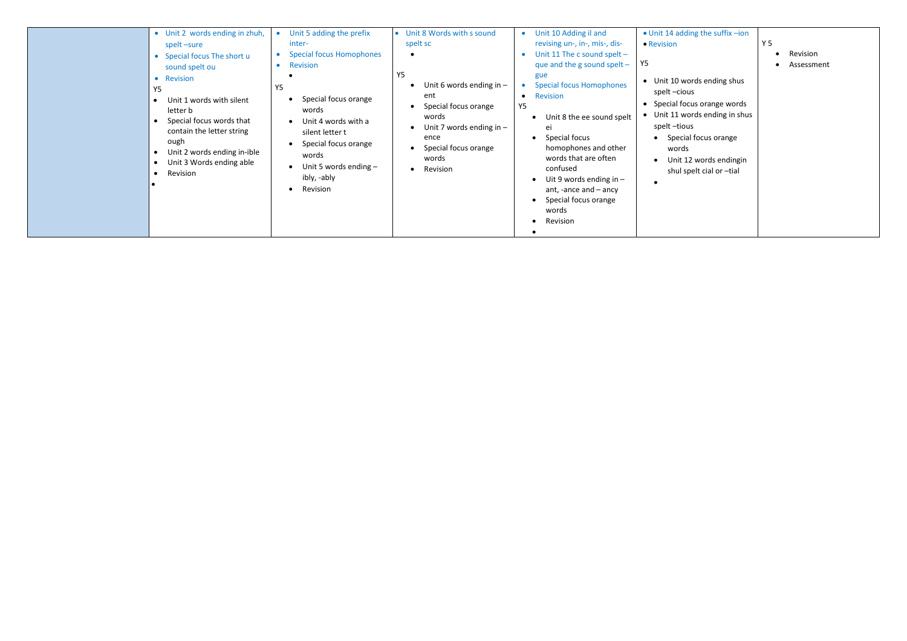| | | | | | | |
|---|---|---|---|---|---|---|
| | • Unit 2 words ending in zhuh, spelt –sure<br>• Special focus The short u sound spelt ou<br>• Revision<br>Y5<br>• Unit 1 words with silent letter b<br>• Special focus words that contain the letter string ough<br>• Unit 2 words ending in-ible<br>• Unit 3 Words ending able<br>• Revision<br>• | • Unit 5 adding the prefix inter-<br>• Special focus Homophones<br>• Revision<br>•<br>Y5<br>• Special focus orange words<br>• Unit 4 words with a silent letter t<br>• Special focus orange words<br>• Unit 5 words ending – ibly, -ably<br>• Revision | • Unit 8 Words with s sound spelt sc<br>•<br>Y5<br>• Unit 6 words ending in – ent<br>• Special focus orange words<br>• Unit 7 words ending in – ence<br>• Special focus orange words<br>• Revision | • Unit 10 Adding il and revising un-, in-, mis-, dis-<br>• Unit 11 The c sound spelt – que and the g sound spelt – gue<br>• Special focus Homophones<br>• Revision<br>Y5<br>• Unit 8 the ee sound spelt ei<br>• Special focus homophones and other words that are often confused<br>• Uit 9 words ending in – ant, -ance and – ancy<br>• Special focus orange words<br>• Revision<br>• | • Unit 14 adding the suffix –ion<br>• Revision<br>Y5<br>• Unit 10 words ending shus spelt –cious<br>• Special focus orange words<br>• Unit 11 words ending in shus spelt –tious<br>• Special focus orange words<br>• Unit 12 words endingin shul spelt cial or –tial<br>• | Y 5<br>• Revision<br>• Assessment |